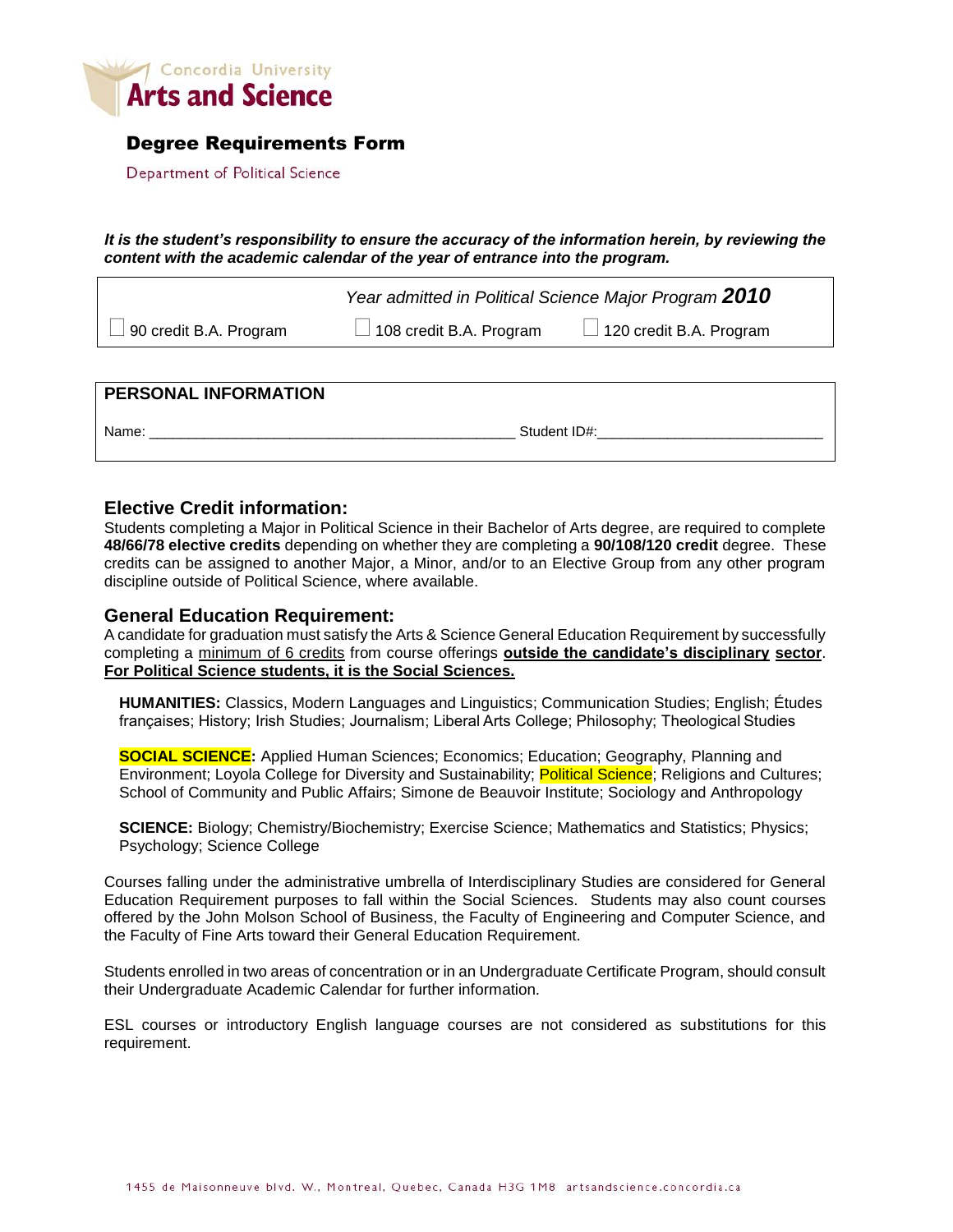Concordia University
**Arts and Science**

# Degree Requirements Form

Department of Political Science

***It is the student's responsibility to ensure the accuracy of the information herein, by reviewing the content with the academic calendar of the year of entrance into the program.***

*Year admitted in Political Science Major Program* ***2010***

☐ 90 credit B.A. Program ☐ 108 credit B.A. Program ☐ 120 credit B.A. Program

## PERSONAL INFORMATION

Name: _______________________________________________ Student ID#:____________________________

## Elective Credit information:

Students completing a Major in Political Science in their Bachelor of Arts degree, are required to complete **48/66/78 elective credits** depending on whether they are completing a **90/108/120 credit** degree. These credits can be assigned to another Major, a Minor, and/or to an Elective Group from any other program discipline outside of Political Science, where available.

## General Education Requirement:

A candidate for graduation must satisfy the Arts & Science General Education Requirement by successfully completing a minimum of 6 credits from course offerings **outside the candidate's disciplinary sector**. **For Political Science students, it is the Social Sciences.**

**HUMANITIES:** Classics, Modern Languages and Linguistics; Communication Studies; English; Études françaises; History; Irish Studies; Journalism; Liberal Arts College; Philosophy; Theological Studies

**SOCIAL SCIENCE:** Applied Human Sciences; Economics; Education; Geography, Planning and Environment; Loyola College for Diversity and Sustainability; Political Science; Religions and Cultures; School of Community and Public Affairs; Simone de Beauvoir Institute; Sociology and Anthropology

**SCIENCE:** Biology; Chemistry/Biochemistry; Exercise Science; Mathematics and Statistics; Physics; Psychology; Science College

Courses falling under the administrative umbrella of Interdisciplinary Studies are considered for General Education Requirement purposes to fall within the Social Sciences. Students may also count courses offered by the John Molson School of Business, the Faculty of Engineering and Computer Science, and the Faculty of Fine Arts toward their General Education Requirement.

Students enrolled in two areas of concentration or in an Undergraduate Certificate Program, should consult their Undergraduate Academic Calendar for further information.

ESL courses or introductory English language courses are not considered as substitutions for this requirement.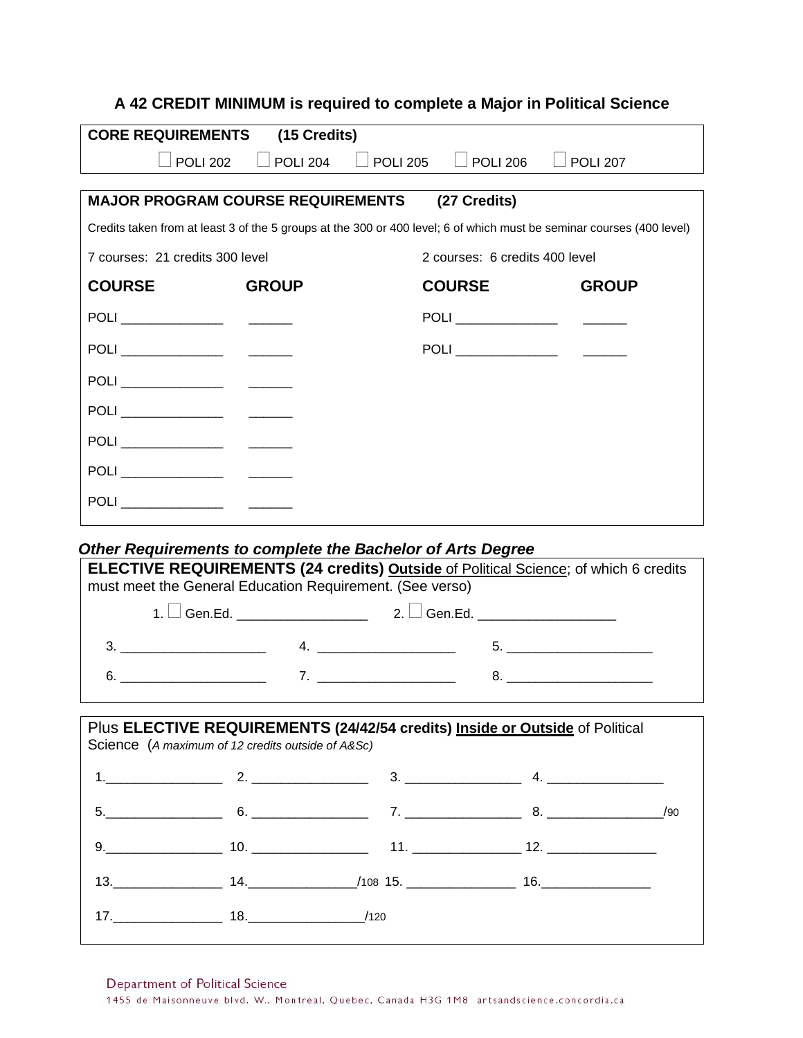### A 42 CREDIT MINIMUM is required to complete a Major in Political Science

**CORE REQUIREMENTS (15 Credits)**

☐ POLI 202 ☐ POLI 204 ☐ POLI 205 ☐ POLI 206 ☐ POLI 207

**MAJOR PROGRAM COURSE REQUIREMENTS (27 Credits)**

Credits taken from at least 3 of the 5 groups at the 300 or 400 level; 6 of which must be seminar courses (400 level)

| 7 courses: 21 credits 300 level | | 2 courses: 6 credits 400 level | |
|---|---|---|---|
| **COURSE** | **GROUP** | **COURSE** | **GROUP** |
| POLI ______________ | ______ | POLI ______________ | ______ |
| POLI ______________ | ______ | POLI ______________ | ______ |
| POLI ______________ | ______ | | |
| POLI ______________ | ______ | | |
| POLI ______________ | ______ | | |
| POLI ______________ | ______ | | |
| POLI ______________ | ______ | | |

***Other Requirements to complete the Bachelor of Arts Degree***

**ELECTIVE REQUIREMENTS (24 credits)** **Outside** of Political Science; of which 6 credits must meet the General Education Requirement. (See verso)

1. ☐ Gen.Ed. __________________ 2. ☐ Gen.Ed. ___________________

3. ____________________ 4. ___________________ 5. ____________________

6. ____________________ 7. ___________________ 8. ____________________

Plus **ELECTIVE REQUIREMENTS (24/42/54 credits)** **Inside or Outside** of Political Science (*A maximum of 12 credits outside of A&Sc)*

1.________________ 2. ________________ 3. ________________ 4. ________________

5.________________ 6. ________________ 7. ________________ 8. ________________/90

9.________________ 10. ________________ 11. _______________ 12. _______________

13._______________ 14._______________/108 15. _______________ 16._______________

17._______________ 18.________________/120